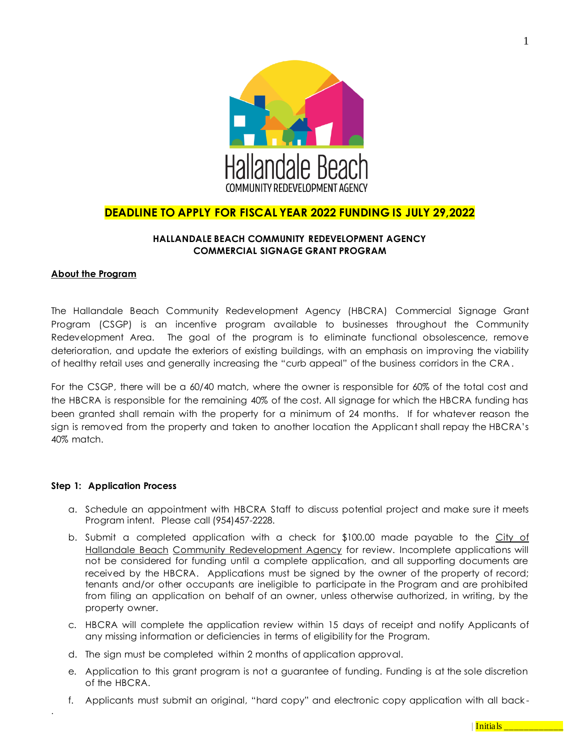Hallandale Beach
COMMUNITY REDEVELOPMENT AGENCY

**DEADLINE TO APPLY FOR FISCAL YEAR 2022 FUNDING IS JULY 29,2022**

**HALLANDALE BEACH COMMUNITY REDEVELOPMENT AGENCY**
**COMMERCIAL SIGNAGE GRANT PROGRAM**

**About the Program**

The Hallandale Beach Community Redevelopment Agency (HBCRA) Commercial Signage Grant Program (CSGP) is an incentive program available to businesses throughout the Community Redevelopment Area. The goal of the program is to eliminate functional obsolescence, remove deterioration, and update the exteriors of existing buildings, with an emphasis on improving the viability of healthy retail uses and generally increasing the "curb appeal" of the business corridors in the CRA.

For the CSGP, there will be a 60/40 match, where the owner is responsible for 60% of the total cost and the HBCRA is responsible for the remaining 40% of the cost. All signage for which the HBCRA funding has been granted shall remain with the property for a minimum of 24 months. If for whatever reason the sign is removed from the property and taken to another location the Applicant shall repay the HBCRA's 40% match.

**Step 1: Application Process**

a. Schedule an appointment with HBCRA Staff to discuss potential project and make sure it meets Program intent. Please call (954)457-2228.
b. Submit a completed application with a check for $100.00 made payable to the City of Hallandale Beach Community Redevelopment Agency for review. Incomplete applications will not be considered for funding until a complete application, and all supporting documents are received by the HBCRA. Applications must be signed by the owner of the property of record; tenants and/or other occupants are ineligible to participate in the Program and are prohibited from filing an application on behalf of an owner, unless otherwise authorized, in writing, by the property owner.
c. HBCRA will complete the application review within 15 days of receipt and notify Applicants of any missing information or deficiencies in terms of eligibility for the Program.
d. The sign must be completed within 2 months of application approval.
e. Application to this grant program is not a guarantee of funding. Funding is at the sole discretion of the HBCRA.
f. Applicants must submit an original, "hard copy" and electronic copy application with all back-

Initials ____________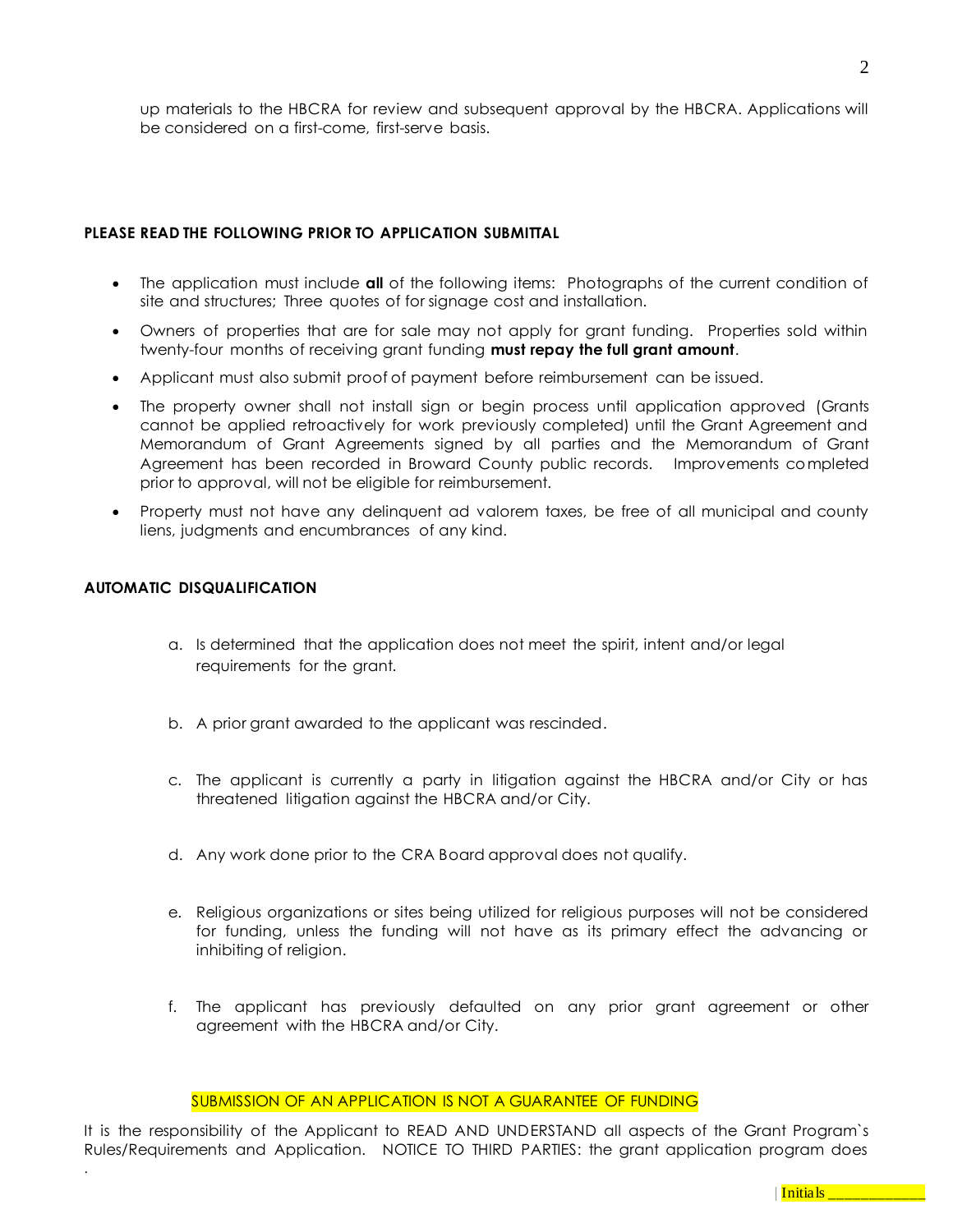up materials to the HBCRA for review and subsequent approval by the HBCRA. Applications will be considered on a first-come, first-serve basis.

**PLEASE READ THE FOLLOWING PRIOR TO APPLICATION SUBMITTAL**

- The application must include **all** of the following items: Photographs of the current condition of site and structures; Three quotes of for signage cost and installation.
- Owners of properties that are for sale may not apply for grant funding. Properties sold within twenty-four months of receiving grant funding **must repay the full grant amount**.
- Applicant must also submit proof of payment before reimbursement can be issued.
- The property owner shall not install sign or begin process until application approved (Grants cannot be applied retroactively for work previously completed) until the Grant Agreement and Memorandum of Grant Agreements signed by all parties and the Memorandum of Grant Agreement has been recorded in Broward County public records. Improvements completed prior to approval, will not be eligible for reimbursement.
- Property must not have any delinquent ad valorem taxes, be free of all municipal and county liens, judgments and encumbrances of any kind.

**AUTOMATIC DISQUALIFICATION**

a. Is determined that the application does not meet the spirit, intent and/or legal requirements for the grant.

b. A prior grant awarded to the applicant was rescinded.

c. The applicant is currently a party in litigation against the HBCRA and/or City or has threatened litigation against the HBCRA and/or City.

d. Any work done prior to the CRA Board approval does not qualify.

e. Religious organizations or sites being utilized for religious purposes will not be considered for funding, unless the funding will not have as its primary effect the advancing or inhibiting of religion.

f. The applicant has previously defaulted on any prior grant agreement or other agreement with the HBCRA and/or City.

SUBMISSION OF AN APPLICATION IS NOT A GUARANTEE OF FUNDING

It is the responsibility of the Applicant to READ AND UNDERSTAND all aspects of the Grant Program`s Rules/Requirements and Application. NOTICE TO THIRD PARTIES: the grant application program does

Initials ____________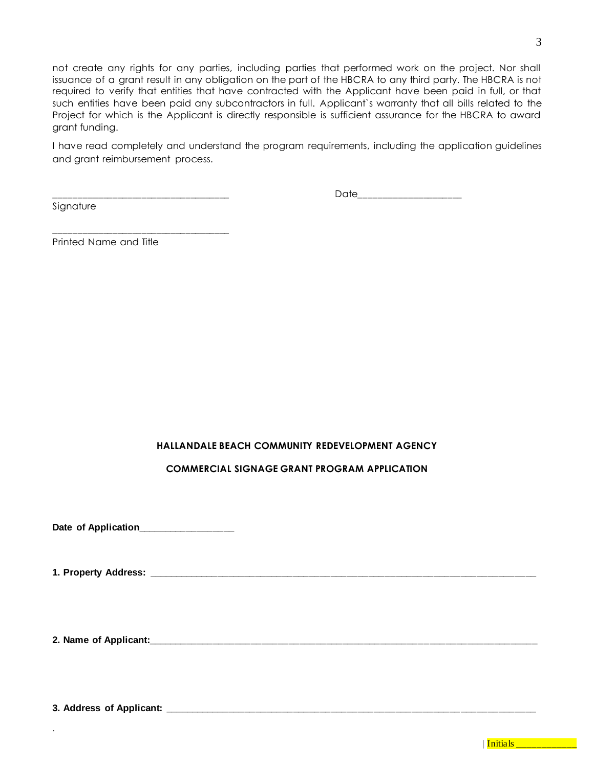not create any rights for any parties, including parties that performed work on the project. Nor shall issuance of a grant result in any obligation on the part of the HBCRA to any third party. The HBCRA is not required to verify that entities that have contracted with the Applicant have been paid in full, or that such entities have been paid any subcontractors in full. Applicant`s warranty that all bills related to the Project for which is the Applicant is directly responsible is sufficient assurance for the HBCRA to award grant funding.

I have read completely and understand the program requirements, including the application guidelines and grant reimbursement process.

___________________________________ Date____________________

Signature

___________________________________

Printed Name and Title

**HALLANDALE BEACH COMMUNITY REDEVELOPMENT AGENCY**

**COMMERCIAL SIGNAGE GRANT PROGRAM APPLICATION**

**Date of Application**__________________

**1. Property Address:** ________________________________________________________________________________

**2. Name of Applicant:**________________________________________________________________________________

**3. Address of Applicant:** ____________________________________________________________________________

.

Initials ____________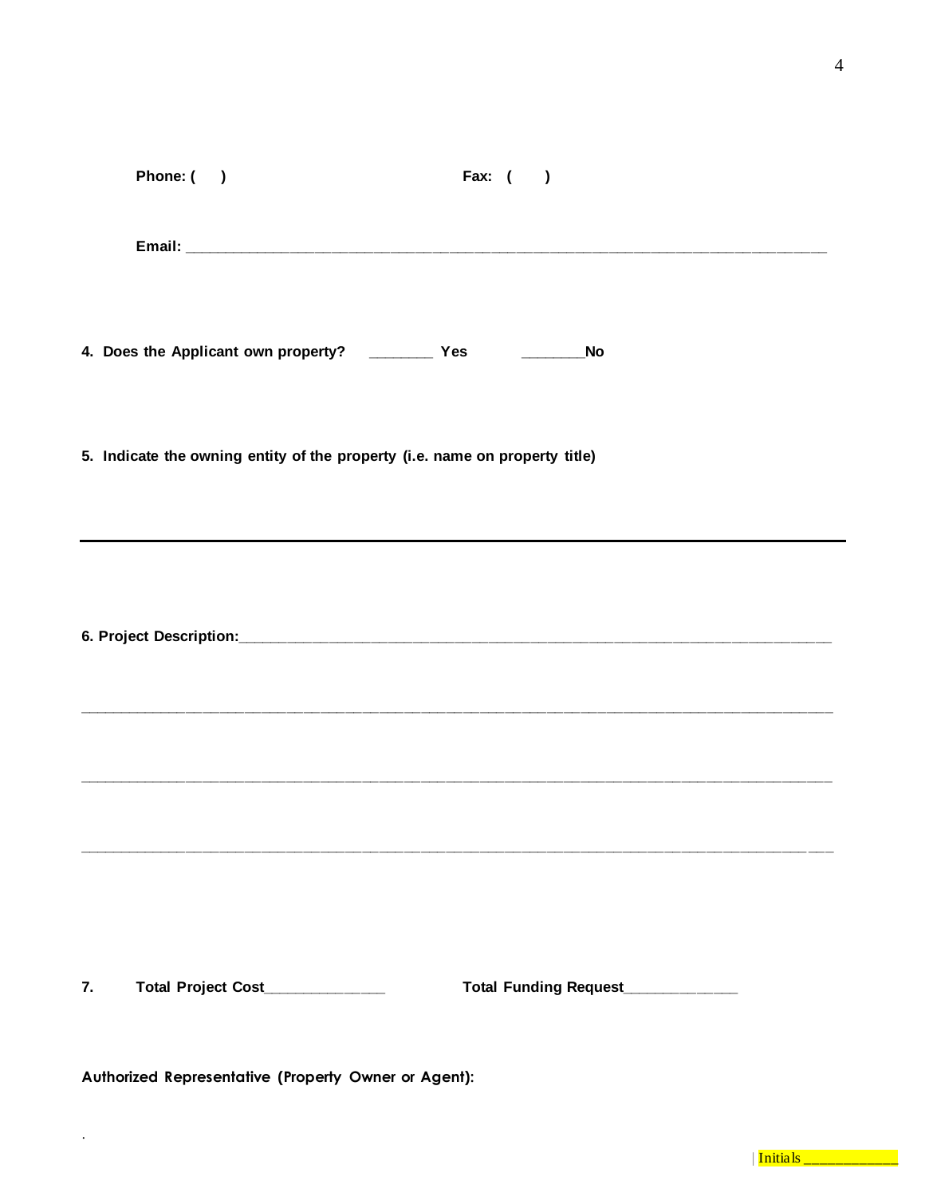**Phone: (    )** **Fax: (    )**

**Email:** ______________________________________________________________________________

**4. Does the Applicant own property?** ________ **Yes** ________**No**

**5. Indicate the owning entity of the property (i.e. name on property title)**

---

**6. Project Description:**___________________________________________________________________________

_____________________________________________________________________________________________

_____________________________________________________________________________________________

_____________________________________________________________________________________________

**7. Total Project Cost**_______________ **Total Funding Request**______________

**Authorized Representative (Property Owner or Agent):**

.

| Initials ____________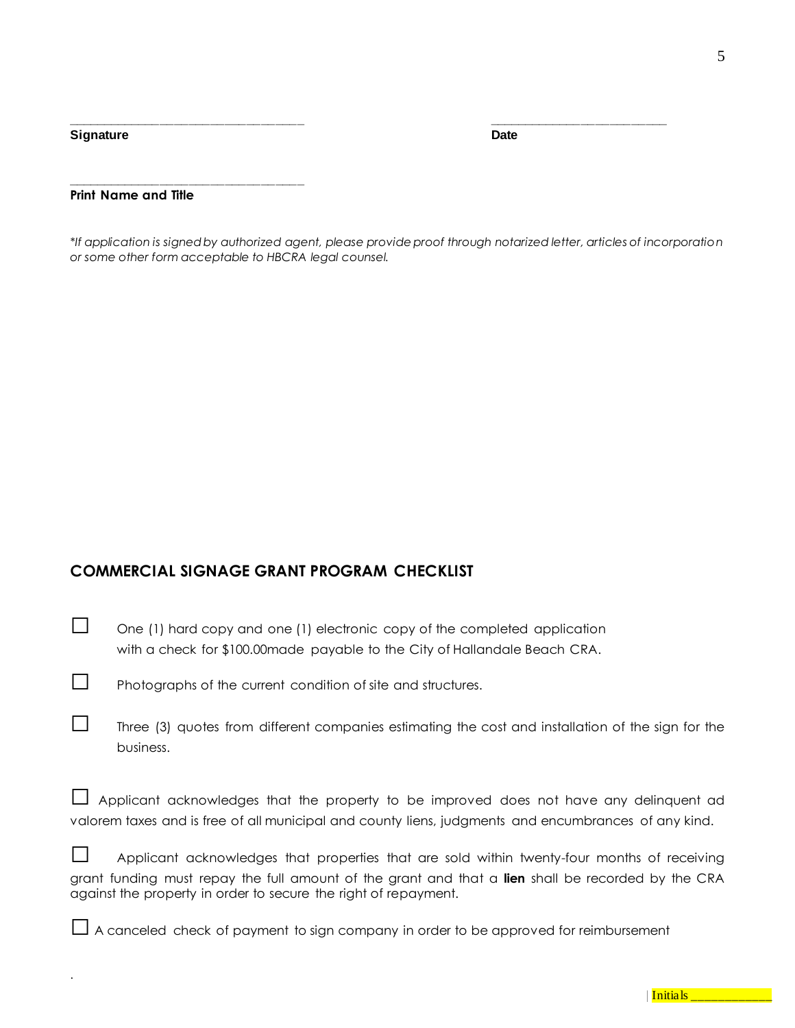\_\_\_\_\_\_\_\_\_\_\_\_\_\_\_\_\_\_\_\_\_\_\_\_\_\_\_\_\_\_\_\_\_\_\_\_ \_\_\_\_\_\_\_\_\_\_\_\_\_\_\_\_\_\_\_\_\_\_\_\_\_\_\_

**Signature** **Date**

\_\_\_\_\_\_\_\_\_\_\_\_\_\_\_\_\_\_\_\_\_\_\_\_\_\_\_\_\_\_\_\_\_\_\_\_

**Print Name and Title**

*\*If application is signed by authorized agent, please provide proof through notarized letter, articles of incorporation or some other form acceptable to HBCRA legal counsel.*

## COMMERCIAL SIGNAGE GRANT PROGRAM CHECKLIST

- ☐ One (1) hard copy and one (1) electronic copy of the completed application with a check for $100.00made payable to the City of Hallandale Beach CRA.
- ☐ Photographs of the current condition of site and structures.
- ☐ Three (3) quotes from different companies estimating the cost and installation of the sign for the business.
- ☐ Applicant acknowledges that the property to be improved does not have any delinquent ad valorem taxes and is free of all municipal and county liens, judgments and encumbrances of any kind.
- ☐ Applicant acknowledges that properties that are sold within twenty-four months of receiving grant funding must repay the full amount of the grant and that a **lien** shall be recorded by the CRA against the property in order to secure the right of repayment.
- ☐ A canceled check of payment to sign company in order to be approved for reimbursement

.

Initials \_\_\_\_\_\_\_\_\_\_\_\_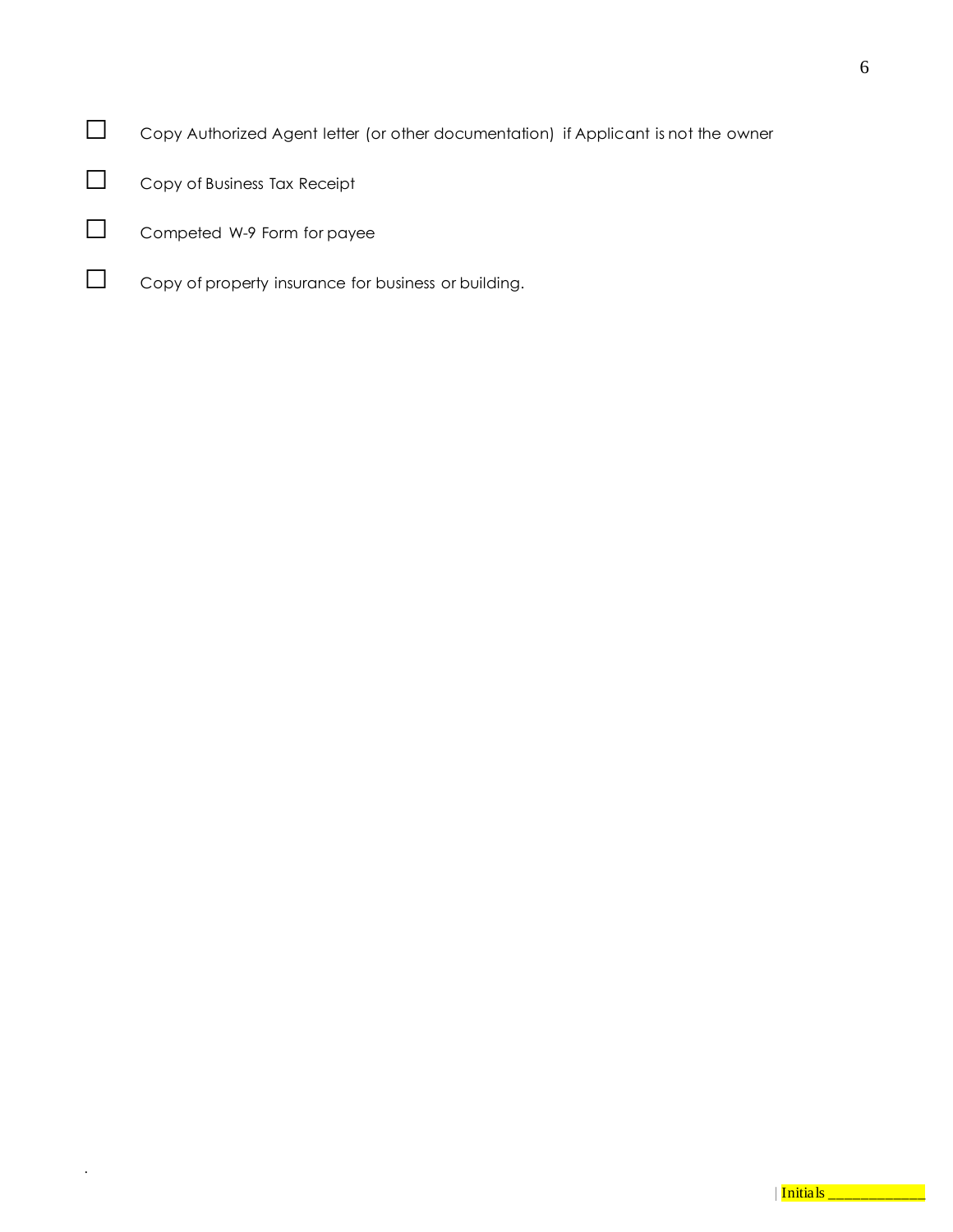- ☐ Copy Authorized Agent letter (or other documentation) if Applicant is not the owner
- ☐ Copy of Business Tax Receipt
- ☐ Competed W-9 Form for payee
- ☐ Copy of property insurance for business or building.

Initials ___________